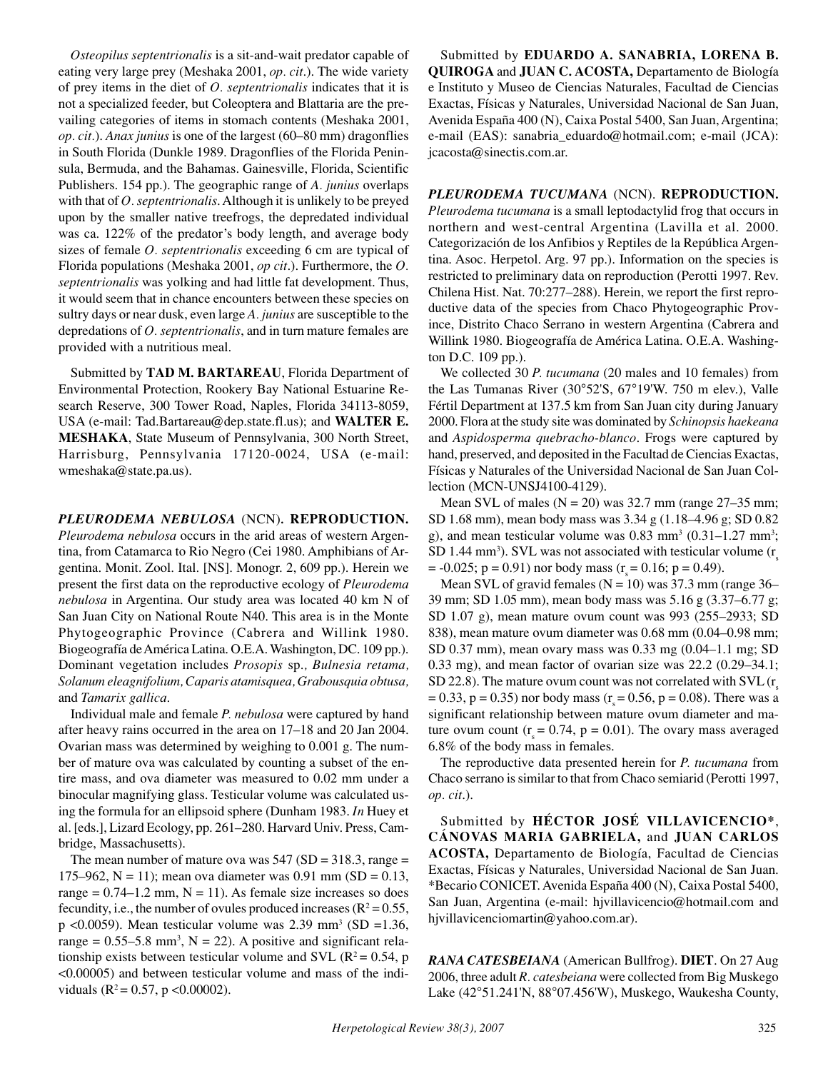*Osteopilus septentrionalis* is a sit-and-wait predator capable of eating very large prey (Meshaka 2001, *op. cit*.). The wide variety of prey items in the diet of *O. septentrionalis* indicates that it is not a specialized feeder, but Coleoptera and Blattaria are the prevailing categories of items in stomach contents (Meshaka 2001, *op. cit.*). *Anax junius* is one of the largest (60–80 mm) dragonflies in South Florida (Dunkle 1989. Dragonflies of the Florida Peninsula, Bermuda, and the Bahamas. Gainesville, Florida, Scientific Publishers. 154 pp.). The geographic range of *A. junius* overlaps with that of *O. septentrionalis*. Although it is unlikely to be preyed upon by the smaller native treefrogs, the depredated individual was ca. 122% of the predator's body length, and average body sizes of female *O. septentrionalis* exceeding 6 cm are typical of Florida populations (Meshaka 2001, *op cit*.). Furthermore, the *O. septentrionalis* was yolking and had little fat development. Thus, it would seem that in chance encounters between these species on sultry days or near dusk, even large *A. junius* are susceptible to the depredations of *O. septentrionalis*, and in turn mature females are provided with a nutritious meal.

Submitted by **TAD M. BARTAREAU**, Florida Department of Environmental Protection, Rookery Bay National Estuarine Research Reserve, 300 Tower Road, Naples, Florida 34113-8059, USA (e-mail: Tad.Bartareau@dep.state.fl.us); and **WALTER E. MESHAKA**, State Museum of Pennsylvania, 300 North Street, Harrisburg, Pennsylvania 17120-0024, USA (e-mail: wmeshaka@state.pa.us).

***PLEURODEMA NEBULOSA*** **(NCN). REPRODUCTION.** *Pleurodema nebulosa* occurs in the arid areas of western Argentina, from Catamarca to Rio Negro (Cei 1980. Amphibians of Argentina. Monit. Zool. Ital. [NS]. Monogr. 2, 609 pp.). Herein we present the first data on the reproductive ecology of *Pleurodema nebulosa* in Argentina. Our study area was located 40 km N of San Juan City on National Route N40. This area is in the Monte Phytogeographic Province (Cabrera and Willink 1980. Biogeografía de América Latina. O.E.A. Washington, DC. 109 pp.). Dominant vegetation includes *Prosopis* sp.*, Bulnesia retama, Solanum eleagnifolium, Caparis atamisquea, Grabousquia obtusa,* and *Tamarix gallica*.

Individual male and female *P. nebulosa* were captured by hand after heavy rains occurred in the area on 17–18 and 20 Jan 2004. Ovarian mass was determined by weighing to 0.001 g. The number of mature ova was calculated by counting a subset of the entire mass, and ova diameter was measured to 0.02 mm under a binocular magnifying glass. Testicular volume was calculated using the formula for an ellipsoid sphere (Dunham 1983. *In* Huey et al. [eds.], Lizard Ecology, pp. 261–280. Harvard Univ. Press, Cambridge, Massachusetts).

The mean number of mature ova was 547 (SD = 318.3, range = 175–962, N = 11); mean ova diameter was 0.91 mm (SD = 0.13, range = 0.74–1.2 mm, N = 11). As female size increases so does fecundity, i.e., the number of ovules produced increases ($R^2 = 0.55$, $p < 0.0059$). Mean testicular volume was 2.39 mm$^3$ (SD =1.36, range = 0.55–5.8 mm$^3$, N = 22). A positive and significant relationship exists between testicular volume and SVL ($R^2 = 0.54$, $p < 0.00005$) and between testicular volume and mass of the individuals ($R^2 = 0.57$, $p < 0.00002$).

Submitted by **EDUARDO A. SANABRIA, LORENA B. QUIROGA** and **JUAN C. ACOSTA,** Departamento de Biología e Instituto y Museo de Ciencias Naturales, Facultad de Ciencias Exactas, Físicas y Naturales, Universidad Nacional de San Juan, Avenida España 400 (N), Caixa Postal 5400, San Juan, Argentina; e-mail (EAS): sanabria_eduardo@hotmail.com; e-mail (JCA): jcacosta@sinectis.com.ar.

***PLEURODEMA TUCUMANA*** **(NCN). REPRODUCTION.** *Pleurodema tucumana* is a small leptodactylid frog that occurs in northern and west-central Argentina (Lavilla et al. 2000. Categorización de los Anfibios y Reptiles de la República Argentina. Asoc. Herpetol. Arg. 97 pp.). Information on the species is restricted to preliminary data on reproduction (Perotti 1997. Rev. Chilena Hist. Nat. 70:277–288). Herein, we report the first reproductive data of the species from Chaco Phytogeographic Province, Distrito Chaco Serrano in western Argentina (Cabrera and Willink 1980. Biogeografía de América Latina. O.E.A. Washington D.C. 109 pp.).

We collected 30 *P. tucumana* (20 males and 10 females) from the Las Tumanas River (30°52'S, 67°19'W. 750 m elev.), Valle Fértil Department at 137.5 km from San Juan city during January 2000. Flora at the study site was dominated by *Schinopsis haekeana* and *Aspidosperma quebracho-blanco*. Frogs were captured by hand, preserved, and deposited in the Facultad de Ciencias Exactas, Físicas y Naturales of the Universidad Nacional de San Juan Collection (MCN-UNSJ4100-4129).

Mean SVL of males (N = 20) was 32.7 mm (range 27–35 mm; SD 1.68 mm), mean body mass was 3.34 g (1.18–4.96 g; SD 0.82 g), and mean testicular volume was 0.83 mm$^3$ (0.31–1.27 mm$^3$; SD 1.44 mm$^3$). SVL was not associated with testicular volume ($r_s = -0.025$; $p = 0.91$) nor body mass ($r_s = 0.16$; $p = 0.49$).

Mean SVL of gravid females (N = 10) was 37.3 mm (range 36–39 mm; SD 1.05 mm), mean body mass was 5.16 g (3.37–6.77 g; SD 1.07 g), mean mature ovum count was 993 (255–2933; SD 838), mean mature ovum diameter was 0.68 mm (0.04–0.98 mm; SD 0.37 mm), mean ovary mass was 0.33 mg (0.04–1.1 mg; SD 0.33 mg), and mean factor of ovarian size was 22.2 (0.29–34.1; SD 22.8). The mature ovum count was not correlated with SVL ($r_s = 0.33$, $p = 0.35$) nor body mass ($r_s = 0.56$, $p = 0.08$). There was a significant relationship between mature ovum diameter and mature ovum count ($r_s = 0.74$, $p = 0.01$). The ovary mass averaged 6.8% of the body mass in females.

The reproductive data presented herein for *P. tucumana* from Chaco serrano is similar to that from Chaco semiarid (Perotti 1997, *op. cit*.).

Submitted by **HÉCTOR JOSÉ VILLAVICENCIO\***, **CÁNOVAS MARIA GABRIELA,** and **JUAN CARLOS ACOSTA,** Departamento de Biología, Facultad de Ciencias Exactas, Físicas y Naturales, Universidad Nacional de San Juan. \*Becario CONICET. Avenida España 400 (N), Caixa Postal 5400, San Juan, Argentina (e-mail: hjvillavicencio@hotmail.com and hjvillavicenciomartin@yahoo.com.ar).

***RANA CATESBEIANA*** **(American Bullfrog). DIET**. On 27 Aug 2006, three adult *R. catesbeiana* were collected from Big Muskego Lake (42°51.241'N, 88°07.456'W), Muskego, Waukesha County,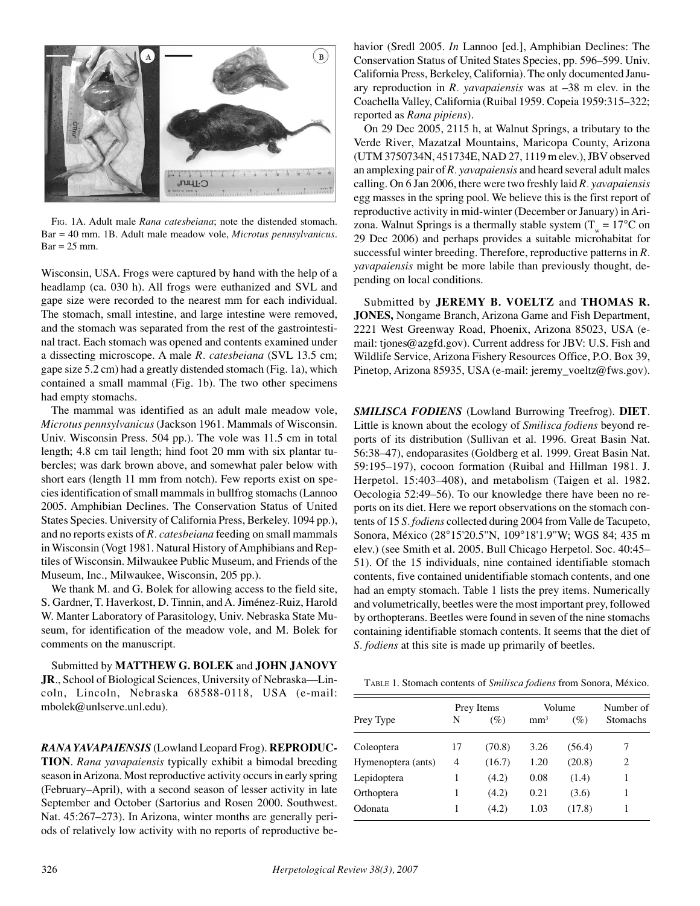FIG. 1A. Adult male *Rana catesbeiana*; note the distended stomach. Bar = 40 mm. 1B. Adult male meadow vole, *Microtus pennsylvanicus*. Bar = 25 mm.

Wisconsin, USA. Frogs were captured by hand with the help of a headlamp (ca. 030 h). All frogs were euthanized and SVL and gape size were recorded to the nearest mm for each individual. The stomach, small intestine, and large intestine were removed, and the stomach was separated from the rest of the gastrointestinal tract. Each stomach was opened and contents examined under a dissecting microscope. A male *R. catesbeiana* (SVL 13.5 cm; gape size 5.2 cm) had a greatly distended stomach (Fig. 1a), which contained a small mammal (Fig. 1b). The two other specimens had empty stomachs.

The mammal was identified as an adult male meadow vole, *Microtus pennsylvanicus* (Jackson 1961. Mammals of Wisconsin. Univ. Wisconsin Press. 504 pp.). The vole was 11.5 cm in total length; 4.8 cm tail length; hind foot 20 mm with six plantar tubercles; was dark brown above, and somewhat paler below with short ears (length 11 mm from notch). Few reports exist on species identification of small mammals in bullfrog stomachs (Lannoo 2005. Amphibian Declines. The Conservation Status of United States Species. University of California Press, Berkeley. 1094 pp.), and no reports exists of *R. catesbeiana* feeding on small mammals in Wisconsin (Vogt 1981. Natural History of Amphibians and Reptiles of Wisconsin. Milwaukee Public Museum, and Friends of the Museum, Inc., Milwaukee, Wisconsin, 205 pp.).

We thank M. and G. Bolek for allowing access to the field site, S. Gardner, T. Haverkost, D. Tinnin, and A. Jiménez-Ruiz, Harold W. Manter Laboratory of Parasitology, Univ. Nebraska State Museum, for identification of the meadow vole, and M. Bolek for comments on the manuscript.

Submitted by **MATTHEW G. BOLEK** and **JOHN JANOVY JR.**, School of Biological Sciences, University of Nebraska—Lincoln, Lincoln, Nebraska 68588-0118, USA (e-mail: mbolek@unlserve.unl.edu).

***RANA YAVAPAIENSIS*** (Lowland Leopard Frog). **REPRODUCTION**. *Rana yavapaiensis* typically exhibit a bimodal breeding season in Arizona. Most reproductive activity occurs in early spring (February–April), with a second season of lesser activity in late September and October (Sartorius and Rosen 2000. Southwest. Nat. 45:267–273). In Arizona, winter months are generally periods of relatively low activity with no reports of reproductive behavior (Sredl 2005. *In* Lannoo [ed.], Amphibian Declines: The Conservation Status of United States Species, pp. 596–599. Univ. California Press, Berkeley, California). The only documented January reproduction in *R. yavapaiensis* was at –38 m elev. in the Coachella Valley, California (Ruibal 1959. Copeia 1959:315–322; reported as *Rana pipiens*).

On 29 Dec 2005, 2115 h, at Walnut Springs, a tributary to the Verde River, Mazatzal Mountains, Maricopa County, Arizona (UTM 3750734N, 451734E, NAD 27, 1119 m elev.), JBV observed an amplexing pair of *R. yavapaiensis* and heard several adult males calling. On 6 Jan 2006, there were two freshly laid *R. yavapaiensis* egg masses in the spring pool. We believe this is the first report of reproductive activity in mid-winter (December or January) in Arizona. Walnut Springs is a thermally stable system ($T_w$ = 17°C on 29 Dec 2006) and perhaps provides a suitable microhabitat for successful winter breeding. Therefore, reproductive patterns in *R. yavapaiensis* might be more labile than previously thought, depending on local conditions.

Submitted by **JEREMY B. VOELTZ** and **THOMAS R. JONES,** Nongame Branch, Arizona Game and Fish Department, 2221 West Greenway Road, Phoenix, Arizona 85023, USA (e-mail: tjones@azgfd.gov). Current address for JBV: U.S. Fish and Wildlife Service, Arizona Fishery Resources Office, P.O. Box 39, Pinetop, Arizona 85935, USA (e-mail: jeremy_voeltz@fws.gov).

***SMILISCA FODIENS*** (Lowland Burrowing Treefrog). **DIET**. Little is known about the ecology of *Smilisca fodiens* beyond reports of its distribution (Sullivan et al. 1996. Great Basin Nat. 56:38–47), endoparasites (Goldberg et al. 1999. Great Basin Nat. 59:195–197), cocoon formation (Ruibal and Hillman 1981. J. Herpetol. 15:403–408), and metabolism (Taigen et al. 1982. Oecologia 52:49–56). To our knowledge there have been no reports on its diet. Here we report observations on the stomach contents of 15 *S. fodiens* collected during 2004 from Valle de Tacupeto, Sonora, México (28°15'20.5"N, 109°18'1.9"W; WGS 84; 435 m elev.) (see Smith et al. 2005. Bull Chicago Herpetol. Soc. 40:45–51). Of the 15 individuals, nine contained identifiable stomach contents, five contained unidentifiable stomach contents, and one had an empty stomach. Table 1 lists the prey items. Numerically and volumetrically, beetles were the most important prey, followed by orthopterans. Beetles were found in seven of the nine stomachs containing identifiable stomach contents. It seems that the diet of *S. fodiens* at this site is made up primarily of beetles.

TABLE 1. Stomach contents of *Smilisca fodiens* from Sonora, México.

| Prey Type | Prey Items | | Volume | | Number of |
|---|---|---|---|---|---|
| | N | (%) | $mm^3$ | (%) | Stomachs |
| Coleoptera | 17 | (70.8) | 3.26 | (56.4) | 7 |
| Hymenoptera (ants) | 4 | (16.7) | 1.20 | (20.8) | 2 |
| Lepidoptera | 1 | (4.2) | 0.08 | (1.4) | 1 |
| Orthoptera | 1 | (4.2) | 0.21 | (3.6) | 1 |
| Odonata | 1 | (4.2) | 1.03 | (17.8) | 1 |